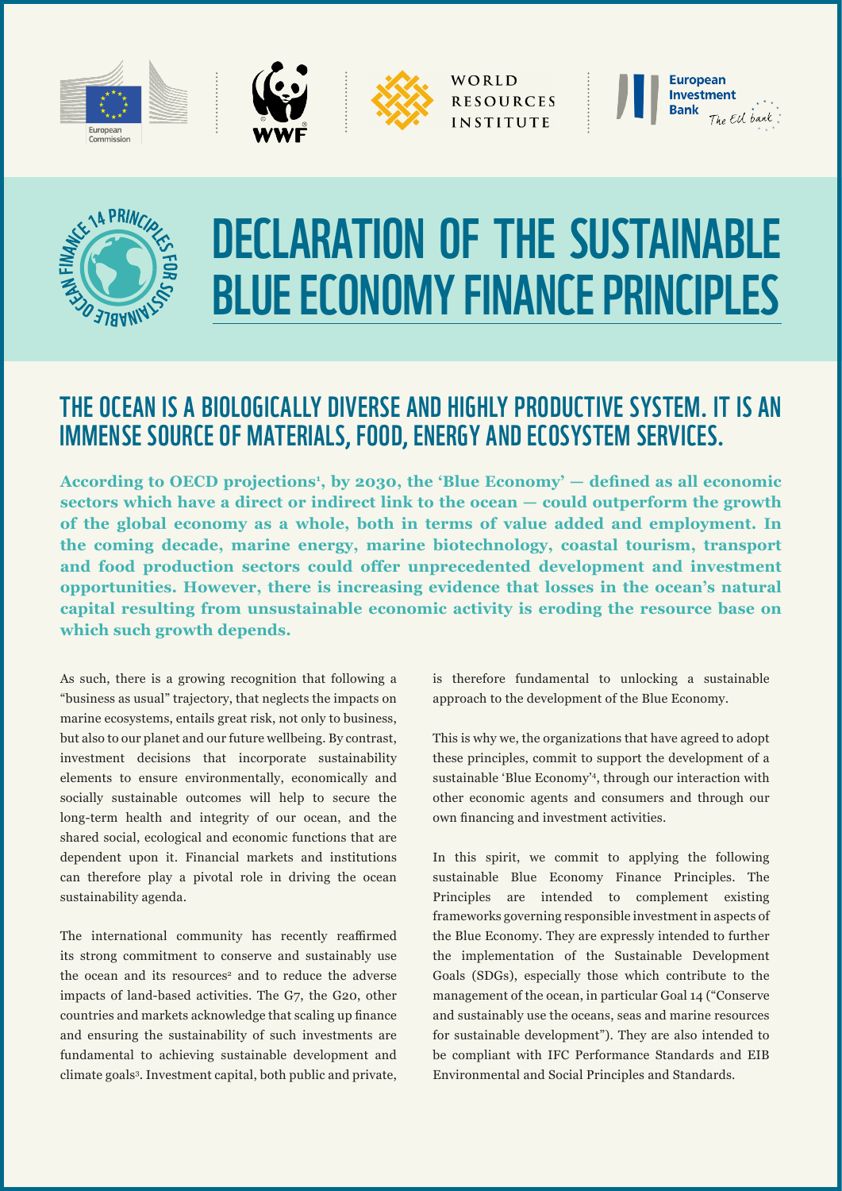# DECLARATION OF THE SUSTAINABLE BLUE ECONOMY FINANCE PRINCIPLES

## THE OCEAN IS A BIOLOGICALLY DIVERSE AND HIGHLY PRODUCTIVE SYSTEM. IT IS AN IMMENSE SOURCE OF MATERIALS, FOOD, ENERGY AND ECOSYSTEM SERVICES.

**According to OECD projections[1], by 2030, the 'Blue Economy' — defined as all economic sectors which have a direct or indirect link to the ocean — could outperform the growth of the global economy as a whole, both in terms of value added and employment. In the coming decade, marine energy, marine biotechnology, coastal tourism, transport and food production sectors could offer unprecedented development and investment opportunities. However, there is increasing evidence that losses in the ocean's natural capital resulting from unsustainable economic activity is eroding the resource base on which such growth depends.**

As such, there is a growing recognition that following a "business as usual" trajectory, that neglects the impacts on marine ecosystems, entails great risk, not only to business, but also to our planet and our future wellbeing. By contrast, investment decisions that incorporate sustainability elements to ensure environmentally, economically and socially sustainable outcomes will help to secure the long-term health and integrity of our ocean, and the shared social, ecological and economic functions that are dependent upon it. Financial markets and institutions can therefore play a pivotal role in driving the ocean sustainability agenda.

The international community has recently reaffirmed its strong commitment to conserve and sustainably use the ocean and its resources[2] and to reduce the adverse impacts of land-based activities. The G7, the G20, other countries and markets acknowledge that scaling up finance and ensuring the sustainability of such investments are fundamental to achieving sustainable development and climate goals[3]. Investment capital, both public and private, is therefore fundamental to unlocking a sustainable approach to the development of the Blue Economy.

This is why we, the organizations that have agreed to adopt these principles, commit to support the development of a sustainable 'Blue Economy'[4], through our interaction with other economic agents and consumers and through our own financing and investment activities.

In this spirit, we commit to applying the following sustainable Blue Economy Finance Principles. The Principles are intended to complement existing frameworks governing responsible investment in aspects of the Blue Economy. They are expressly intended to further the implementation of the Sustainable Development Goals (SDGs), especially those which contribute to the management of the ocean, in particular Goal 14 ("Conserve and sustainably use the oceans, seas and marine resources for sustainable development"). They are also intended to be compliant with IFC Performance Standards and EIB Environmental and Social Principles and Standards.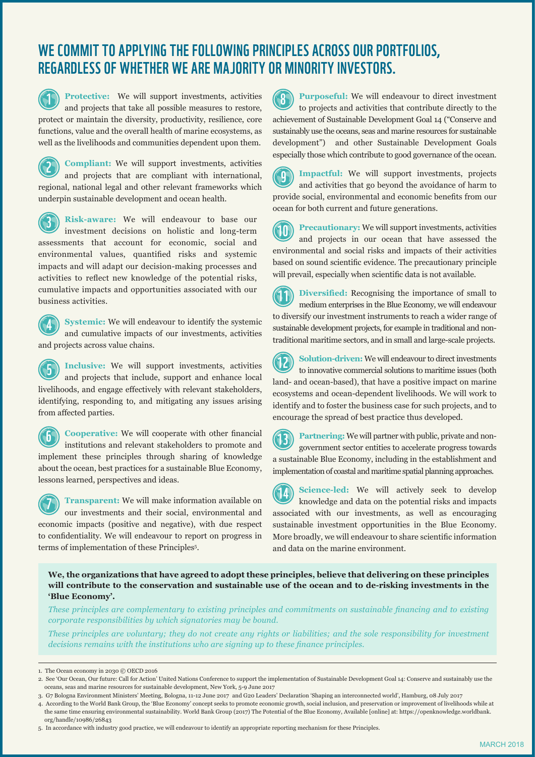## WE COMMIT TO APPLYING THE FOLLOWING PRINCIPLES ACROSS OUR PORTFOLIOS, REGARDLESS OF WHETHER WE ARE MAJORITY OR MINORITY INVESTORS.

1. **Protective:** We will support investments, activities and projects that take all possible measures to restore, protect or maintain the diversity, productivity, resilience, core functions, value and the overall health of marine ecosystems, as well as the livelihoods and communities dependent upon them.

2. **Compliant:** We will support investments, activities and projects that are compliant with international, regional, national legal and other relevant frameworks which underpin sustainable development and ocean health.

3. **Risk-aware:** We will endeavour to base our investment decisions on holistic and long-term assessments that account for economic, social and environmental values, quantified risks and systemic impacts and will adapt our decision-making processes and activities to reflect new knowledge of the potential risks, cumulative impacts and opportunities associated with our business activities.

4. **Systemic:** We will endeavour to identify the systemic and cumulative impacts of our investments, activities and projects across value chains.

5. **Inclusive:** We will support investments, activities and projects that include, support and enhance local livelihoods, and engage effectively with relevant stakeholders, identifying, responding to, and mitigating any issues arising from affected parties.

6. **Cooperative:** We will cooperate with other financial institutions and relevant stakeholders to promote and implement these principles through sharing of knowledge about the ocean, best practices for a sustainable Blue Economy, lessons learned, perspectives and ideas.

7. **Transparent:** We will make information available on our investments and their social, environmental and economic impacts (positive and negative), with due respect to confidentiality. We will endeavour to report on progress in terms of implementation of these Principles[5].

8. **Purposeful:** We will endeavour to direct investment to projects and activities that contribute directly to the achievement of Sustainable Development Goal 14 ("Conserve and sustainably use the oceans, seas and marine resources for sustainable development") and other Sustainable Development Goals especially those which contribute to good governance of the ocean.

9. **Impactful:** We will support investments, projects and activities that go beyond the avoidance of harm to provide social, environmental and economic benefits from our ocean for both current and future generations.

10. **Precautionary:** We will support investments, activities and projects in our ocean that have assessed the environmental and social risks and impacts of their activities based on sound scientific evidence. The precautionary principle will prevail, especially when scientific data is not available.

11. **Diversified:** Recognising the importance of small to medium enterprises in the Blue Economy, we will endeavour to diversify our investment instruments to reach a wider range of sustainable development projects, for example in traditional and non-traditional maritime sectors, and in small and large-scale projects.

12. **Solution-driven:** We will endeavour to direct investments to innovative commercial solutions to maritime issues (both land- and ocean-based), that have a positive impact on marine ecosystems and ocean-dependent livelihoods. We will work to identify and to foster the business case for such projects, and to encourage the spread of best practice thus developed.

13. **Partnering:** We will partner with public, private and non-government sector entities to accelerate progress towards a sustainable Blue Economy, including in the establishment and implementation of coastal and maritime spatial planning approaches.

14. **Science-led:** We will actively seek to develop knowledge and data on the potential risks and impacts associated with our investments, as well as encouraging sustainable investment opportunities in the Blue Economy. More broadly, we will endeavour to share scientific information and data on the marine environment.

**We, the organizations that have agreed to adopt these principles, believe that delivering on these principles will contribute to the conservation and sustainable use of the ocean and to de-risking investments in the 'Blue Economy'.**

*These principles are complementary to existing principles and commitments on sustainable financing and to existing corporate responsibilities by which signatories may be bound.*

*These principles are voluntary; they do not create any rights or liabilities; and the sole responsibility for investment decisions remains with the institutions who are signing up to these finance principles.*

---

1. The Ocean economy in 2030 © OECD 2016
2. See 'Our Ocean, Our future: Call for Action' United Nations Conference to support the implementation of Sustainable Development Goal 14: Conserve and sustainably use the oceans, seas and marine resources for sustainable development, New York, 5-9 June 2017
3. G7 Bologna Environment Ministers' Meeting, Bologna, 11-12 June 2017 and G20 Leaders' Declaration 'Shaping an interconnected world', Hamburg, 08 July 2017
4. According to the World Bank Group, the 'Blue Economy' concept seeks to promote economic growth, social inclusion, and preservation or improvement of livelihoods while at the same time ensuring environmental sustainability. World Bank Group (2017) The Potential of the Blue Economy, Available [online] at: https://openknowledge.worldbank.org/handle/10986/26843
5. In accordance with industry good practice, we will endeavour to identify an appropriate reporting mechanism for these Principles.

MARCH 2018